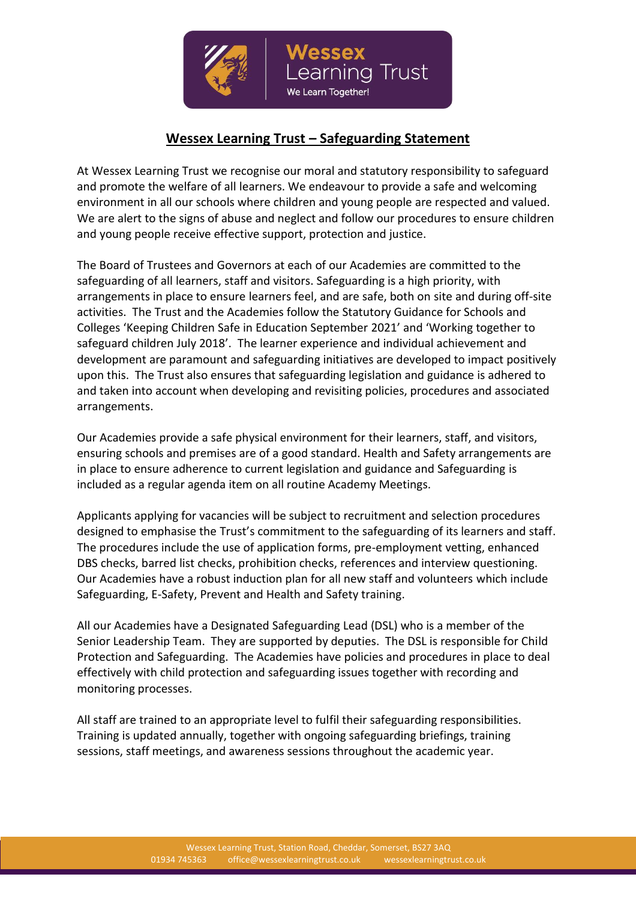# Wessex Learning Trust – Safeguarding Statement

At Wessex Learning Trust we recognise our moral and statutory responsibility to safeguard and promote the welfare of all learners. We endeavour to provide a safe and welcoming environment in all our schools where children and young people are respected and valued. We are alert to the signs of abuse and neglect and follow our procedures to ensure children and young people receive effective support, protection and justice.

The Board of Trustees and Governors at each of our Academies are committed to the safeguarding of all learners, staff and visitors. Safeguarding is a high priority, with arrangements in place to ensure learners feel, and are safe, both on site and during off-site activities. The Trust and the Academies follow the Statutory Guidance for Schools and Colleges 'Keeping Children Safe in Education September 2021' and 'Working together to safeguard children July 2018'. The learner experience and individual achievement and development are paramount and safeguarding initiatives are developed to impact positively upon this. The Trust also ensures that safeguarding legislation and guidance is adhered to and taken into account when developing and revisiting policies, procedures and associated arrangements.

Our Academies provide a safe physical environment for their learners, staff, and visitors, ensuring schools and premises are of a good standard. Health and Safety arrangements are in place to ensure adherence to current legislation and guidance and Safeguarding is included as a regular agenda item on all routine Academy Meetings.

Applicants applying for vacancies will be subject to recruitment and selection procedures designed to emphasise the Trust's commitment to the safeguarding of its learners and staff. The procedures include the use of application forms, pre-employment vetting, enhanced DBS checks, barred list checks, prohibition checks, references and interview questioning. Our Academies have a robust induction plan for all new staff and volunteers which include Safeguarding, E-Safety, Prevent and Health and Safety training.

All our Academies have a Designated Safeguarding Lead (DSL) who is a member of the Senior Leadership Team. They are supported by deputies. The DSL is responsible for Child Protection and Safeguarding. The Academies have policies and procedures in place to deal effectively with child protection and safeguarding issues together with recording and monitoring processes.

All staff are trained to an appropriate level to fulfil their safeguarding responsibilities. Training is updated annually, together with ongoing safeguarding briefings, training sessions, staff meetings, and awareness sessions throughout the academic year.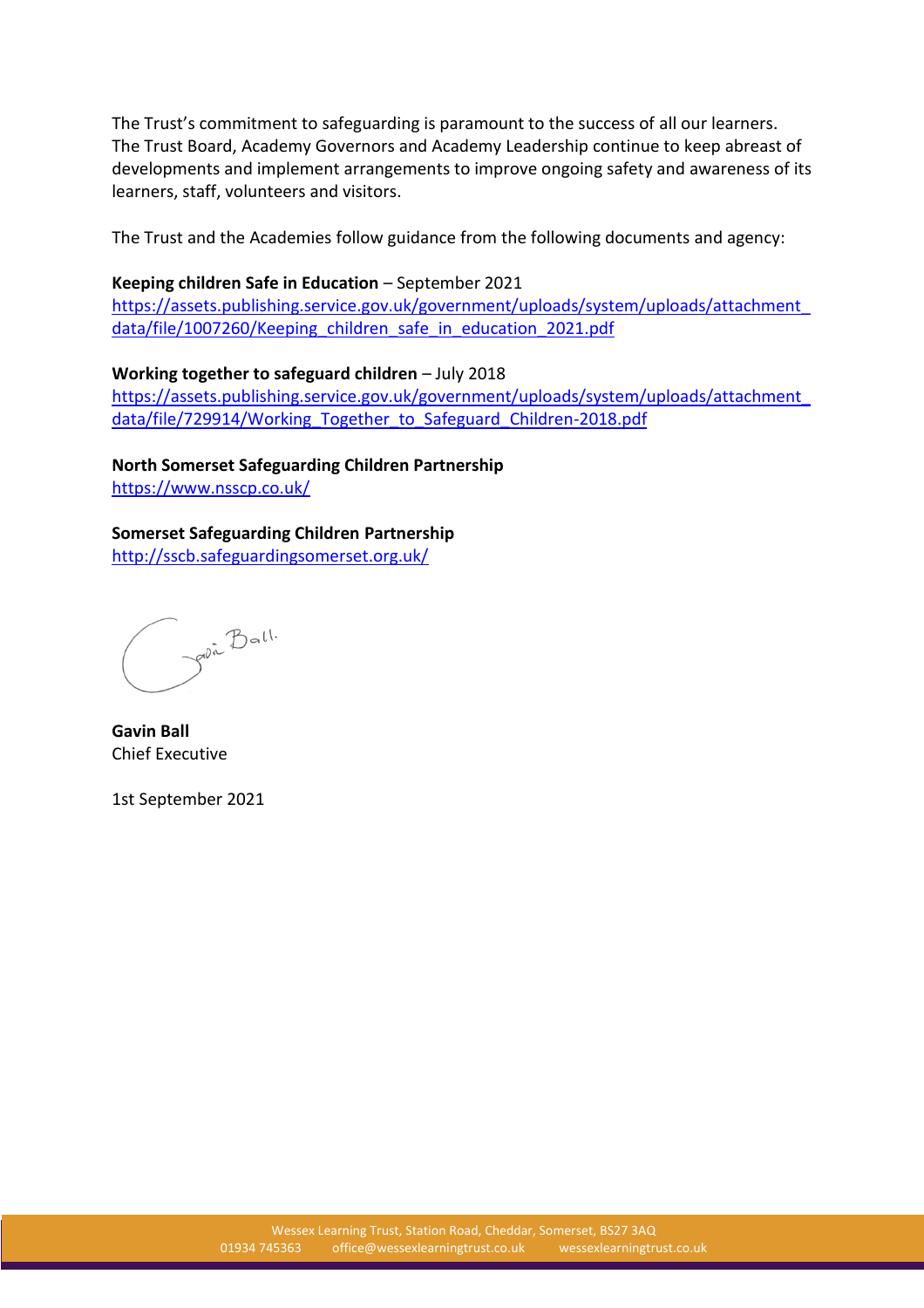The Trust's commitment to safeguarding is paramount to the success of all our learners. The Trust Board, Academy Governors and Academy Leadership continue to keep abreast of developments and implement arrangements to improve ongoing safety and awareness of its learners, staff, volunteers and visitors.

The Trust and the Academies follow guidance from the following documents and agency:

**Keeping children Safe in Education** – September 2021
https://assets.publishing.service.gov.uk/government/uploads/system/uploads/attachment_data/file/1007260/Keeping_children_safe_in_education_2021.pdf

**Working together to safeguard children** – July 2018
https://assets.publishing.service.gov.uk/government/uploads/system/uploads/attachment_data/file/729914/Working_Together_to_Safeguard_Children-2018.pdf

**North Somerset Safeguarding Children Partnership**
https://www.nsscp.co.uk/

**Somerset Safeguarding Children Partnership**
http://sscb.safeguardingsomerset.org.uk/

**Gavin Ball**
Chief Executive

1st September 2021

Wessex Learning Trust, Station Road, Cheddar, Somerset, BS27 3AQ
01934 745363 office@wessexlearningtrust.co.uk wessexlearningtrust.co.uk